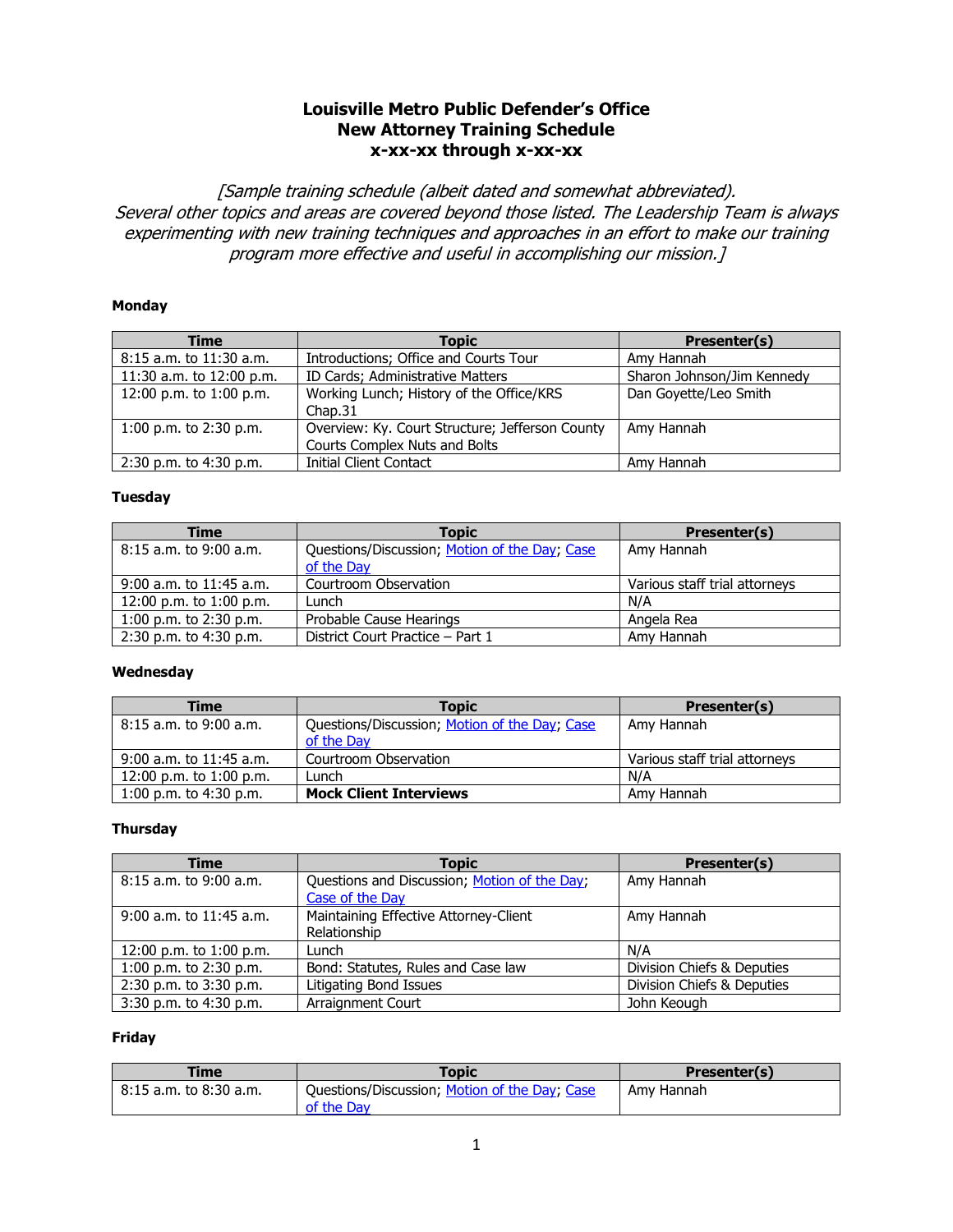# Louisville Metro Public Defender's Office
## New Attorney Training Schedule
## x-xx-xx through x-xx-xx

*[Sample training schedule (albeit dated and somewhat abbreviated). Several other topics and areas are covered beyond those listed. The Leadership Team is always experimenting with new training techniques and approaches in an effort to make our training program more effective and useful in accomplishing our mission.]*

**Monday**

| Time | Topic | Presenter(s) |
|---|---|---|
| 8:15 a.m. to 11:30 a.m. | Introductions; Office and Courts Tour | Amy Hannah |
| 11:30 a.m. to 12:00 p.m. | ID Cards; Administrative Matters | Sharon Johnson/Jim Kennedy |
| 12:00 p.m. to 1:00 p.m. | Working Lunch; History of the Office/KRS Chap.31 | Dan Goyette/Leo Smith |
| 1:00 p.m. to 2:30 p.m. | Overview: Ky. Court Structure; Jefferson County Courts Complex Nuts and Bolts | Amy Hannah |
| 2:30 p.m. to 4:30 p.m. | Initial Client Contact | Amy Hannah |

**Tuesday**

| Time | Topic | Presenter(s) |
|---|---|---|
| 8:15 a.m. to 9:00 a.m. | Questions/Discussion; Motion of the Day; Case of the Day | Amy Hannah |
| 9:00 a.m. to 11:45 a.m. | Courtroom Observation | Various staff trial attorneys |
| 12:00 p.m. to 1:00 p.m. | Lunch | N/A |
| 1:00 p.m. to 2:30 p.m. | Probable Cause Hearings | Angela Rea |
| 2:30 p.m. to 4:30 p.m. | District Court Practice – Part 1 | Amy Hannah |

**Wednesday**

| Time | Topic | Presenter(s) |
|---|---|---|
| 8:15 a.m. to 9:00 a.m. | Questions/Discussion; Motion of the Day; Case of the Day | Amy Hannah |
| 9:00 a.m. to 11:45 a.m. | Courtroom Observation | Various staff trial attorneys |
| 12:00 p.m. to 1:00 p.m. | Lunch | N/A |
| 1:00 p.m. to 4:30 p.m. | **Mock Client Interviews** | Amy Hannah |

**Thursday**

| Time | Topic | Presenter(s) |
|---|---|---|
| 8:15 a.m. to 9:00 a.m. | Questions and Discussion; Motion of the Day; Case of the Day | Amy Hannah |
| 9:00 a.m. to 11:45 a.m. | Maintaining Effective Attorney-Client Relationship | Amy Hannah |
| 12:00 p.m. to 1:00 p.m. | Lunch | N/A |
| 1:00 p.m. to 2:30 p.m. | Bond: Statutes, Rules and Case law | Division Chiefs & Deputies |
| 2:30 p.m. to 3:30 p.m. | Litigating Bond Issues | Division Chiefs & Deputies |
| 3:30 p.m. to 4:30 p.m. | Arraignment Court | John Keough |

**Friday**

| Time | Topic | Presenter(s) |
|---|---|---|
| 8:15 a.m. to 8:30 a.m. | Questions/Discussion; Motion of the Day; Case of the Day | Amy Hannah |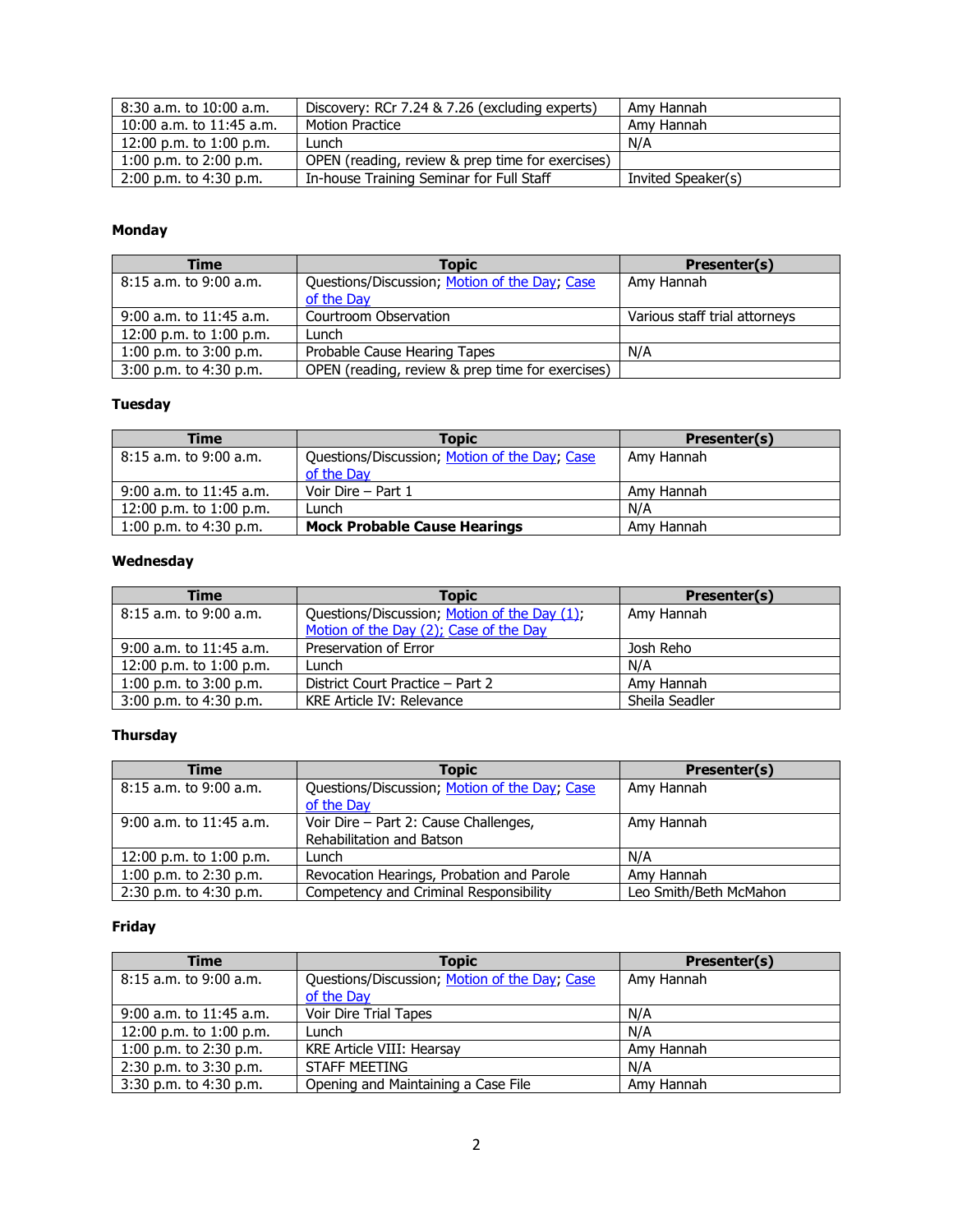| 8:30 a.m. to 10:00 a.m. | Discovery: RCr 7.24 & 7.26 (excluding experts) | Amy Hannah |
|---|---|---|
| 10:00 a.m. to 11:45 a.m. | Motion Practice | Amy Hannah |
| 12:00 p.m. to 1:00 p.m. | Lunch | N/A |
| 1:00 p.m. to 2:00 p.m. | OPEN (reading, review & prep time for exercises) | |
| 2:00 p.m. to 4:30 p.m. | In-house Training Seminar for Full Staff | Invited Speaker(s) |

**Monday**

| Time | Topic | Presenter(s) |
|---|---|---|
| 8:15 a.m. to 9:00 a.m. | Questions/Discussion; Motion of the Day; Case of the Day | Amy Hannah |
| 9:00 a.m. to 11:45 a.m. | Courtroom Observation | Various staff trial attorneys |
| 12:00 p.m. to 1:00 p.m. | Lunch | |
| 1:00 p.m. to 3:00 p.m. | Probable Cause Hearing Tapes | N/A |
| 3:00 p.m. to 4:30 p.m. | OPEN (reading, review & prep time for exercises) | |

**Tuesday**

| Time | Topic | Presenter(s) |
|---|---|---|
| 8:15 a.m. to 9:00 a.m. | Questions/Discussion; Motion of the Day; Case of the Day | Amy Hannah |
| 9:00 a.m. to 11:45 a.m. | Voir Dire – Part 1 | Amy Hannah |
| 12:00 p.m. to 1:00 p.m. | Lunch | N/A |
| 1:00 p.m. to 4:30 p.m. | **Mock Probable Cause Hearings** | Amy Hannah |

**Wednesday**

| Time | Topic | Presenter(s) |
|---|---|---|
| 8:15 a.m. to 9:00 a.m. | Questions/Discussion; Motion of the Day (1); Motion of the Day (2); Case of the Day | Amy Hannah |
| 9:00 a.m. to 11:45 a.m. | Preservation of Error | Josh Reho |
| 12:00 p.m. to 1:00 p.m. | Lunch | N/A |
| 1:00 p.m. to 3:00 p.m. | District Court Practice – Part 2 | Amy Hannah |
| 3:00 p.m. to 4:30 p.m. | KRE Article IV: Relevance | Sheila Seadler |

**Thursday**

| Time | Topic | Presenter(s) |
|---|---|---|
| 8:15 a.m. to 9:00 a.m. | Questions/Discussion; Motion of the Day; Case of the Day | Amy Hannah |
| 9:00 a.m. to 11:45 a.m. | Voir Dire – Part 2: Cause Challenges, Rehabilitation and Batson | Amy Hannah |
| 12:00 p.m. to 1:00 p.m. | Lunch | N/A |
| 1:00 p.m. to 2:30 p.m. | Revocation Hearings, Probation and Parole | Amy Hannah |
| 2:30 p.m. to 4:30 p.m. | Competency and Criminal Responsibility | Leo Smith/Beth McMahon |

**Friday**

| Time | Topic | Presenter(s) |
|---|---|---|
| 8:15 a.m. to 9:00 a.m. | Questions/Discussion; Motion of the Day; Case of the Day | Amy Hannah |
| 9:00 a.m. to 11:45 a.m. | Voir Dire Trial Tapes | N/A |
| 12:00 p.m. to 1:00 p.m. | Lunch | N/A |
| 1:00 p.m. to 2:30 p.m. | KRE Article VIII: Hearsay | Amy Hannah |
| 2:30 p.m. to 3:30 p.m. | STAFF MEETING | N/A |
| 3:30 p.m. to 4:30 p.m. | Opening and Maintaining a Case File | Amy Hannah |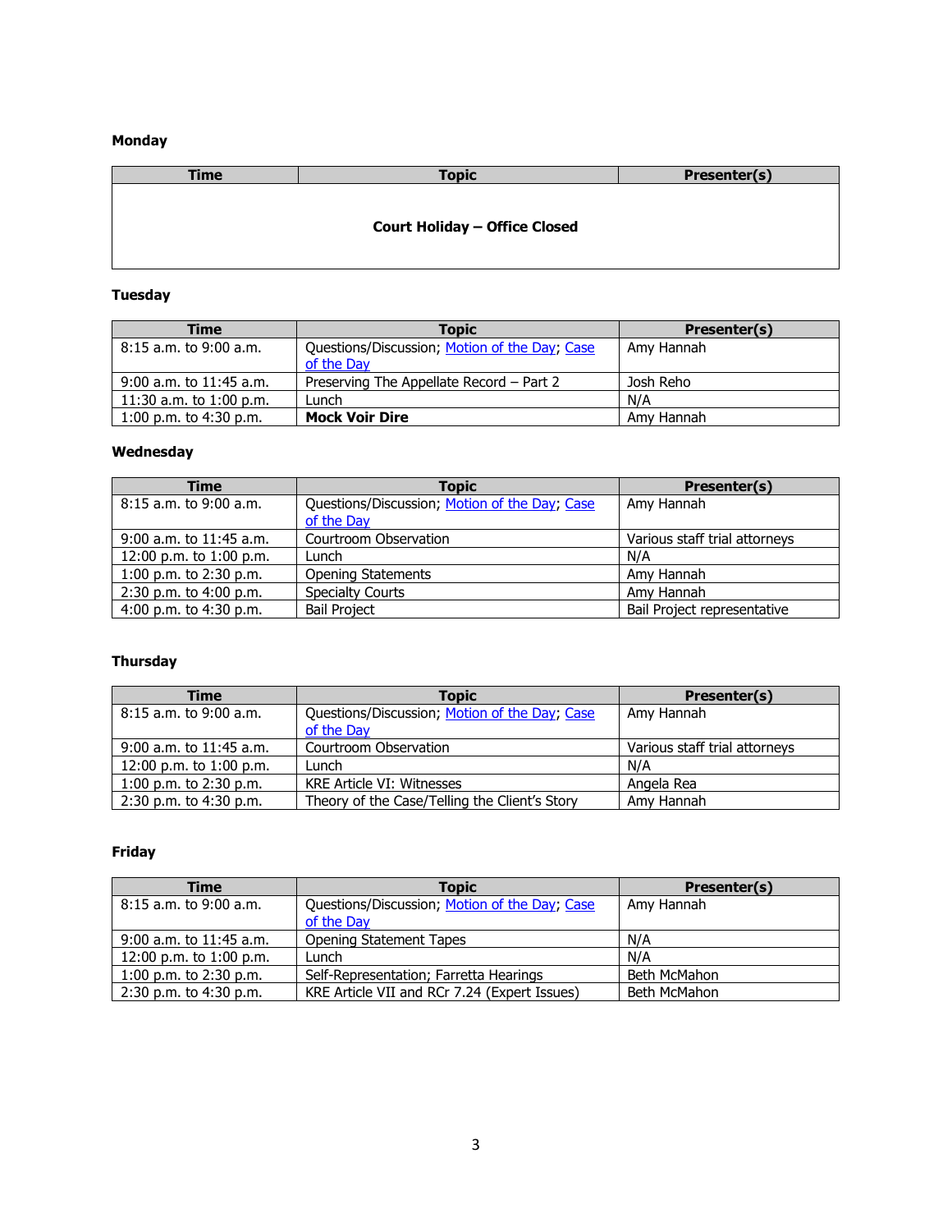**Monday**

| Time | Topic | Presenter(s) |
|---|---|---|
| | **Court Holiday – Office Closed** | |

**Tuesday**

| Time | Topic | Presenter(s) |
|---|---|---|
| 8:15 a.m. to 9:00 a.m. | Questions/Discussion; Motion of the Day; Case of the Day | Amy Hannah |
| 9:00 a.m. to 11:45 a.m. | Preserving The Appellate Record – Part 2 | Josh Reho |
| 11:30 a.m. to 1:00 p.m. | Lunch | N/A |
| 1:00 p.m. to 4:30 p.m. | **Mock Voir Dire** | Amy Hannah |

**Wednesday**

| Time | Topic | Presenter(s) |
|---|---|---|
| 8:15 a.m. to 9:00 a.m. | Questions/Discussion; Motion of the Day; Case of the Day | Amy Hannah |
| 9:00 a.m. to 11:45 a.m. | Courtroom Observation | Various staff trial attorneys |
| 12:00 p.m. to 1:00 p.m. | Lunch | N/A |
| 1:00 p.m. to 2:30 p.m. | Opening Statements | Amy Hannah |
| 2:30 p.m. to 4:00 p.m. | Specialty Courts | Amy Hannah |
| 4:00 p.m. to 4:30 p.m. | Bail Project | Bail Project representative |

**Thursday**

| Time | Topic | Presenter(s) |
|---|---|---|
| 8:15 a.m. to 9:00 a.m. | Questions/Discussion; Motion of the Day; Case of the Day | Amy Hannah |
| 9:00 a.m. to 11:45 a.m. | Courtroom Observation | Various staff trial attorneys |
| 12:00 p.m. to 1:00 p.m. | Lunch | N/A |
| 1:00 p.m. to 2:30 p.m. | KRE Article VI: Witnesses | Angela Rea |
| 2:30 p.m. to 4:30 p.m. | Theory of the Case/Telling the Client's Story | Amy Hannah |

**Friday**

| Time | Topic | Presenter(s) |
|---|---|---|
| 8:15 a.m. to 9:00 a.m. | Questions/Discussion; Motion of the Day; Case of the Day | Amy Hannah |
| 9:00 a.m. to 11:45 a.m. | Opening Statement Tapes | N/A |
| 12:00 p.m. to 1:00 p.m. | Lunch | N/A |
| 1:00 p.m. to 2:30 p.m. | Self-Representation; Farretta Hearings | Beth McMahon |
| 2:30 p.m. to 4:30 p.m. | KRE Article VII and RCr 7.24 (Expert Issues) | Beth McMahon |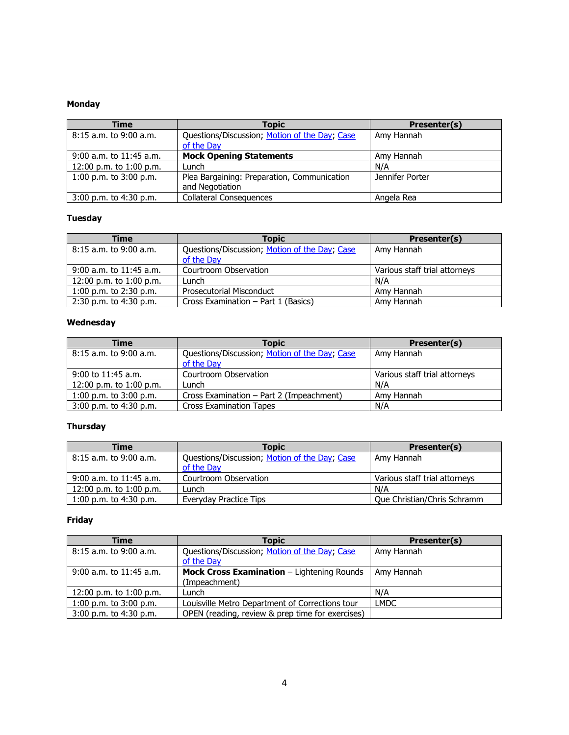**Monday**

| Time | Topic | Presenter(s) |
|---|---|---|
| 8:15 a.m. to 9:00 a.m. | Questions/Discussion; Motion of the Day; Case of the Day | Amy Hannah |
| 9:00 a.m. to 11:45 a.m. | **Mock Opening Statements** | Amy Hannah |
| 12:00 p.m. to 1:00 p.m. | Lunch | N/A |
| 1:00 p.m. to 3:00 p.m. | Plea Bargaining: Preparation, Communication and Negotiation | Jennifer Porter |
| 3:00 p.m. to 4:30 p.m. | Collateral Consequences | Angela Rea |

**Tuesday**

| Time | Topic | Presenter(s) |
|---|---|---|
| 8:15 a.m. to 9:00 a.m. | Questions/Discussion; Motion of the Day; Case of the Day | Amy Hannah |
| 9:00 a.m. to 11:45 a.m. | Courtroom Observation | Various staff trial attorneys |
| 12:00 p.m. to 1:00 p.m. | Lunch | N/A |
| 1:00 p.m. to 2:30 p.m. | Prosecutorial Misconduct | Amy Hannah |
| 2:30 p.m. to 4:30 p.m. | Cross Examination – Part 1 (Basics) | Amy Hannah |

**Wednesday**

| Time | Topic | Presenter(s) |
|---|---|---|
| 8:15 a.m. to 9:00 a.m. | Questions/Discussion; Motion of the Day; Case of the Day | Amy Hannah |
| 9:00 to 11:45 a.m. | Courtroom Observation | Various staff trial attorneys |
| 12:00 p.m. to 1:00 p.m. | Lunch | N/A |
| 1:00 p.m. to 3:00 p.m. | Cross Examination – Part 2 (Impeachment) | Amy Hannah |
| 3:00 p.m. to 4:30 p.m. | Cross Examination Tapes | N/A |

**Thursday**

| Time | Topic | Presenter(s) |
|---|---|---|
| 8:15 a.m. to 9:00 a.m. | Questions/Discussion; Motion of the Day; Case of the Day | Amy Hannah |
| 9:00 a.m. to 11:45 a.m. | Courtroom Observation | Various staff trial attorneys |
| 12:00 p.m. to 1:00 p.m. | Lunch | N/A |
| 1:00 p.m. to 4:30 p.m. | Everyday Practice Tips | Que Christian/Chris Schramm |

**Friday**

| Time | Topic | Presenter(s) |
|---|---|---|
| 8:15 a.m. to 9:00 a.m. | Questions/Discussion; Motion of the Day; Case of the Day | Amy Hannah |
| 9:00 a.m. to 11:45 a.m. | **Mock Cross Examination** – Lightening Rounds (Impeachment) | Amy Hannah |
| 12:00 p.m. to 1:00 p.m. | Lunch | N/A |
| 1:00 p.m. to 3:00 p.m. | Louisville Metro Department of Corrections tour | LMDC |
| 3:00 p.m. to 4:30 p.m. | OPEN (reading, review & prep time for exercises) | |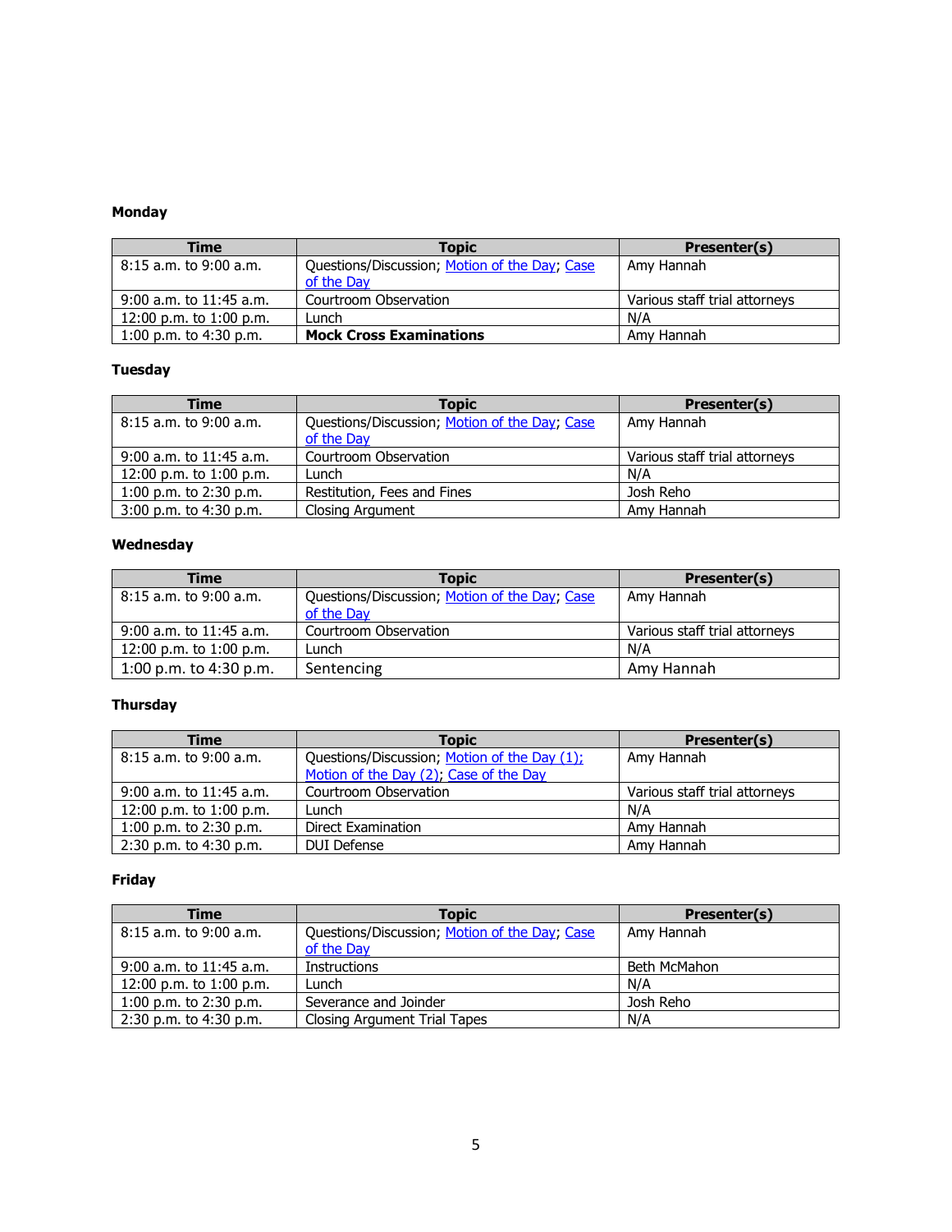**Monday**

| Time | Topic | Presenter(s) |
|---|---|---|
| 8:15 a.m. to 9:00 a.m. | Questions/Discussion; Motion of the Day; Case of the Day | Amy Hannah |
| 9:00 a.m. to 11:45 a.m. | Courtroom Observation | Various staff trial attorneys |
| 12:00 p.m. to 1:00 p.m. | Lunch | N/A |
| 1:00 p.m. to 4:30 p.m. | **Mock Cross Examinations** | Amy Hannah |

**Tuesday**

| Time | Topic | Presenter(s) |
|---|---|---|
| 8:15 a.m. to 9:00 a.m. | Questions/Discussion; Motion of the Day; Case of the Day | Amy Hannah |
| 9:00 a.m. to 11:45 a.m. | Courtroom Observation | Various staff trial attorneys |
| 12:00 p.m. to 1:00 p.m. | Lunch | N/A |
| 1:00 p.m. to 2:30 p.m. | Restitution, Fees and Fines | Josh Reho |
| 3:00 p.m. to 4:30 p.m. | Closing Argument | Amy Hannah |

**Wednesday**

| Time | Topic | Presenter(s) |
|---|---|---|
| 8:15 a.m. to 9:00 a.m. | Questions/Discussion; Motion of the Day; Case of the Day | Amy Hannah |
| 9:00 a.m. to 11:45 a.m. | Courtroom Observation | Various staff trial attorneys |
| 12:00 p.m. to 1:00 p.m. | Lunch | N/A |
| 1:00 p.m. to 4:30 p.m. | Sentencing | Amy Hannah |

**Thursday**

| Time | Topic | Presenter(s) |
|---|---|---|
| 8:15 a.m. to 9:00 a.m. | Questions/Discussion; Motion of the Day (1); Motion of the Day (2); Case of the Day | Amy Hannah |
| 9:00 a.m. to 11:45 a.m. | Courtroom Observation | Various staff trial attorneys |
| 12:00 p.m. to 1:00 p.m. | Lunch | N/A |
| 1:00 p.m. to 2:30 p.m. | Direct Examination | Amy Hannah |
| 2:30 p.m. to 4:30 p.m. | DUI Defense | Amy Hannah |

**Friday**

| Time | Topic | Presenter(s) |
|---|---|---|
| 8:15 a.m. to 9:00 a.m. | Questions/Discussion; Motion of the Day; Case of the Day | Amy Hannah |
| 9:00 a.m. to 11:45 a.m. | Instructions | Beth McMahon |
| 12:00 p.m. to 1:00 p.m. | Lunch | N/A |
| 1:00 p.m. to 2:30 p.m. | Severance and Joinder | Josh Reho |
| 2:30 p.m. to 4:30 p.m. | Closing Argument Trial Tapes | N/A |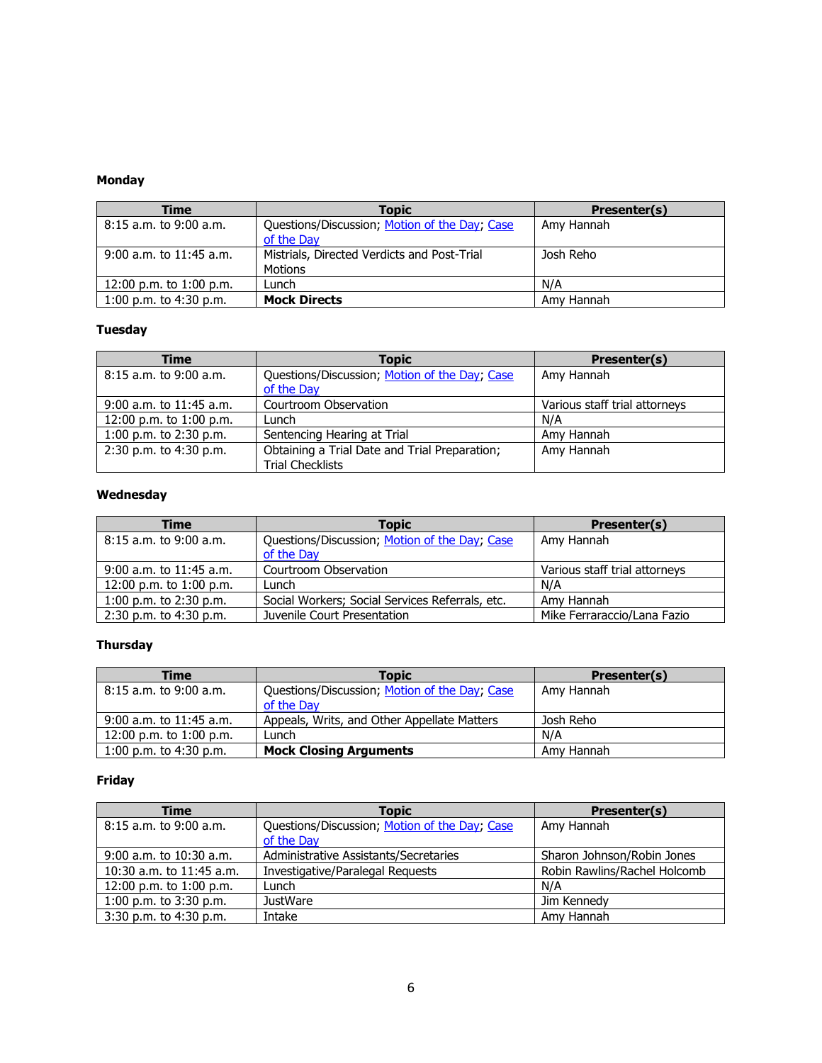**Monday**

| Time | Topic | Presenter(s) |
|---|---|---|
| 8:15 a.m. to 9:00 a.m. | Questions/Discussion; Motion of the Day; Case of the Day | Amy Hannah |
| 9:00 a.m. to 11:45 a.m. | Mistrials, Directed Verdicts and Post-Trial Motions | Josh Reho |
| 12:00 p.m. to 1:00 p.m. | Lunch | N/A |
| 1:00 p.m. to 4:30 p.m. | **Mock Directs** | Amy Hannah |

**Tuesday**

| Time | Topic | Presenter(s) |
|---|---|---|
| 8:15 a.m. to 9:00 a.m. | Questions/Discussion; Motion of the Day; Case of the Day | Amy Hannah |
| 9:00 a.m. to 11:45 a.m. | Courtroom Observation | Various staff trial attorneys |
| 12:00 p.m. to 1:00 p.m. | Lunch | N/A |
| 1:00 p.m. to 2:30 p.m. | Sentencing Hearing at Trial | Amy Hannah |
| 2:30 p.m. to 4:30 p.m. | Obtaining a Trial Date and Trial Preparation; Trial Checklists | Amy Hannah |

**Wednesday**

| Time | Topic | Presenter(s) |
|---|---|---|
| 8:15 a.m. to 9:00 a.m. | Questions/Discussion; Motion of the Day; Case of the Day | Amy Hannah |
| 9:00 a.m. to 11:45 a.m. | Courtroom Observation | Various staff trial attorneys |
| 12:00 p.m. to 1:00 p.m. | Lunch | N/A |
| 1:00 p.m. to 2:30 p.m. | Social Workers; Social Services Referrals, etc. | Amy Hannah |
| 2:30 p.m. to 4:30 p.m. | Juvenile Court Presentation | Mike Ferraraccio/Lana Fazio |

**Thursday**

| Time | Topic | Presenter(s) |
|---|---|---|
| 8:15 a.m. to 9:00 a.m. | Questions/Discussion; Motion of the Day; Case of the Day | Amy Hannah |
| 9:00 a.m. to 11:45 a.m. | Appeals, Writs, and Other Appellate Matters | Josh Reho |
| 12:00 p.m. to 1:00 p.m. | Lunch | N/A |
| 1:00 p.m. to 4:30 p.m. | **Mock Closing Arguments** | Amy Hannah |

**Friday**

| Time | Topic | Presenter(s) |
|---|---|---|
| 8:15 a.m. to 9:00 a.m. | Questions/Discussion; Motion of the Day; Case of the Day | Amy Hannah |
| 9:00 a.m. to 10:30 a.m. | Administrative Assistants/Secretaries | Sharon Johnson/Robin Jones |
| 10:30 a.m. to 11:45 a.m. | Investigative/Paralegal Requests | Robin Rawlins/Rachel Holcomb |
| 12:00 p.m. to 1:00 p.m. | Lunch | N/A |
| 1:00 p.m. to 3:30 p.m. | JustWare | Jim Kennedy |
| 3:30 p.m. to 4:30 p.m. | Intake | Amy Hannah |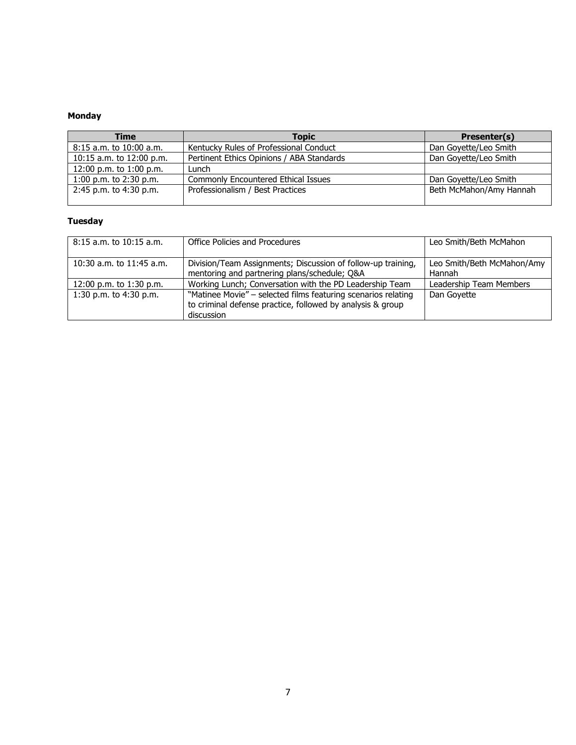**Monday**

| Time | Topic | Presenter(s) |
| --- | --- | --- |
| 8:15 a.m. to 10:00 a.m. | Kentucky Rules of Professional Conduct | Dan Goyette/Leo Smith |
| 10:15 a.m. to 12:00 p.m. | Pertinent Ethics Opinions / ABA Standards | Dan Goyette/Leo Smith |
| 12:00 p.m. to 1:00 p.m. | Lunch | |
| 1:00 p.m. to 2:30 p.m. | Commonly Encountered Ethical Issues | Dan Goyette/Leo Smith |
| 2:45 p.m. to 4:30 p.m. | Professionalism / Best Practices | Beth McMahon/Amy Hannah |

**Tuesday**

| | | |
| --- | --- | --- |
| 8:15 a.m. to 10:15 a.m. | Office Policies and Procedures | Leo Smith/Beth McMahon |
| 10:30 a.m. to 11:45 a.m. | Division/Team Assignments; Discussion of follow-up training, mentoring and partnering plans/schedule; Q&A | Leo Smith/Beth McMahon/Amy Hannah |
| 12:00 p.m. to 1:30 p.m. | Working Lunch; Conversation with the PD Leadership Team | Leadership Team Members |
| 1:30 p.m. to 4:30 p.m. | "Matinee Movie" – selected films featuring scenarios relating to criminal defense practice, followed by analysis & group discussion | Dan Goyette |